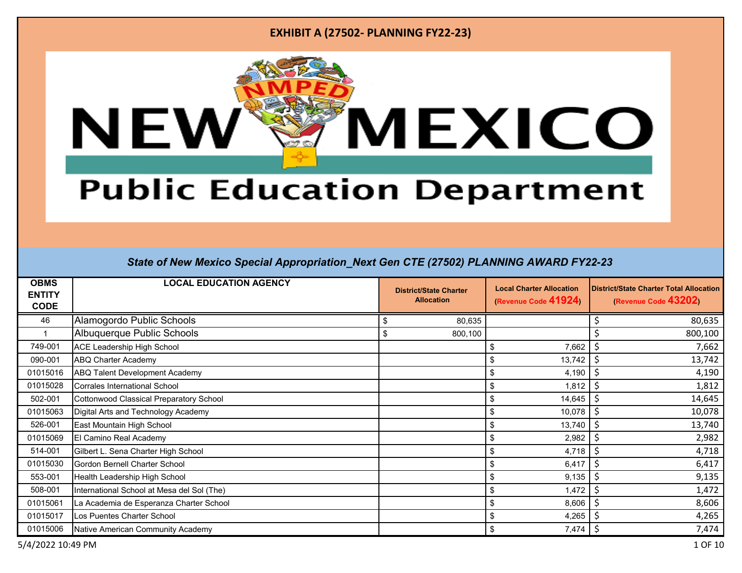# EXHIBIT A (27502- PLANNING FY22-23)

NMPED

NEW MEXICO

Public Education Department

## *State of New Mexico Special Appropriation_Next Gen CTE (27502) PLANNING AWARD FY22-23*

| OBMS ENTITY CODE | LOCAL EDUCATION AGENCY | District/State Charter Allocation | Local Charter Allocation (Revenue Code 41924) | District/State Charter Total Allocation (Revenue Code 43202) |
|---|---|---|---|---|
| 46 | Alamogordo Public Schools | $ 80,635 | | $ 80,635 |
| 1 | Albuquerque Public Schools | $ 800,100 | | $ 800,100 |
| 749-001 | ACE Leadership High School | | $ 7,662 | $ 7,662 |
| 090-001 | ABQ Charter Academy | | $ 13,742 | $ 13,742 |
| 01015016 | ABQ Talent Development Academy | | $ 4,190 | $ 4,190 |
| 01015028 | Corrales International School | | $ 1,812 | $ 1,812 |
| 502-001 | Cottonwood Classical Preparatory School | | $ 14,645 | $ 14,645 |
| 01015063 | Digital Arts and Technology Academy | | $ 10,078 | $ 10,078 |
| 526-001 | East Mountain High School | | $ 13,740 | $ 13,740 |
| 01015069 | El Camino Real Academy | | $ 2,982 | $ 2,982 |
| 514-001 | Gilbert L. Sena Charter High School | | $ 4,718 | $ 4,718 |
| 01015030 | Gordon Bernell Charter School | | $ 6,417 | $ 6,417 |
| 553-001 | Health Leadership High School | | $ 9,135 | $ 9,135 |
| 508-001 | International School at Mesa del Sol (The) | | $ 1,472 | $ 1,472 |
| 01015061 | La Academia de Esperanza Charter School | | $ 8,606 | $ 8,606 |
| 01015017 | Los Puentes Charter School | | $ 4,265 | $ 4,265 |
| 01015006 | Native American Community Academy | | $ 7,474 | $ 7,474 |

5/4/2022 10:49 PM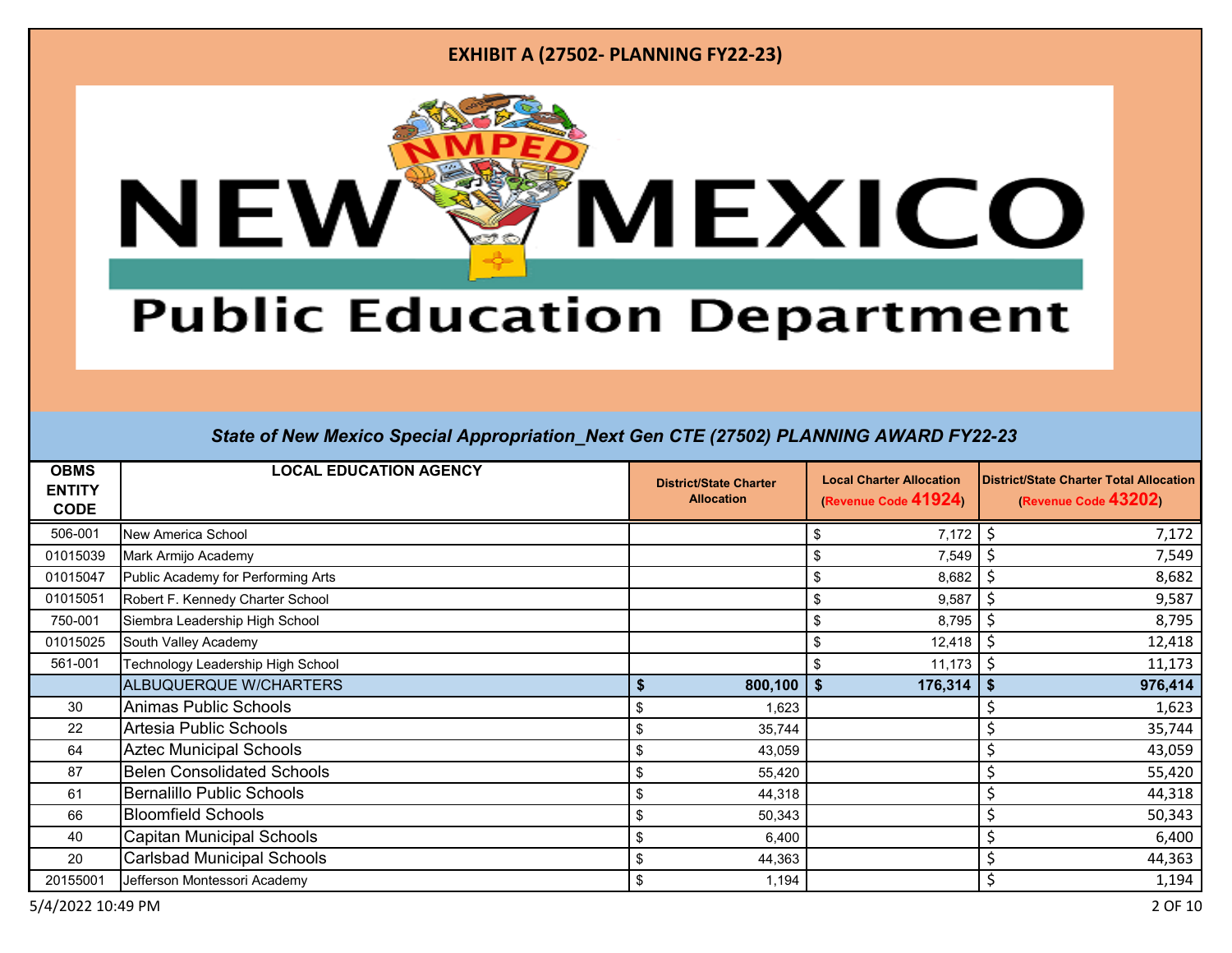# EXHIBIT A (27502- PLANNING FY22-23)

NMPED NEW MEXICO Public Education Department

***State of New Mexico Special Appropriation_Next Gen CTE (27502) PLANNING AWARD FY22-23***

| OBMS ENTITY CODE | LOCAL EDUCATION AGENCY | District/State Charter Allocation | Local Charter Allocation (Revenue Code 41924) | District/State Charter Total Allocation (Revenue Code 43202) |
|---|---|---|---|---|
| 506-001 | New America School | | $ 7,172 | $ 7,172 |
| 01015039 | Mark Armijo Academy | | $ 7,549 | $ 7,549 |
| 01015047 | Public Academy for Performing Arts | | $ 8,682 | $ 8,682 |
| 01015051 | Robert F. Kennedy Charter School | | $ 9,587 | $ 9,587 |
| 750-001 | Siembra Leadership High School | | $ 8,795 | $ 8,795 |
| 01015025 | South Valley Academy | | $ 12,418 | $ 12,418 |
| 561-001 | Technology Leadership High School | | $ 11,173 | $ 11,173 |
| | ALBUQUERQUE W/CHARTERS | **$ 800,100** | **$ 176,314** | **$ 976,414** |
| 30 | Animas Public Schools | $ 1,623 | | $ 1,623 |
| 22 | Artesia Public Schools | $ 35,744 | | $ 35,744 |
| 64 | Aztec Municipal Schools | $ 43,059 | | $ 43,059 |
| 87 | Belen Consolidated Schools | $ 55,420 | | $ 55,420 |
| 61 | Bernalillo Public Schools | $ 44,318 | | $ 44,318 |
| 66 | Bloomfield Schools | $ 50,343 | | $ 50,343 |
| 40 | Capitan Municipal Schools | $ 6,400 | | $ 6,400 |
| 20 | Carlsbad Municipal Schools | $ 44,363 | | $ 44,363 |
| 20155001 | Jefferson Montessori Academy | $ 1,194 | | $ 1,194 |

5/4/2022 10:49 PM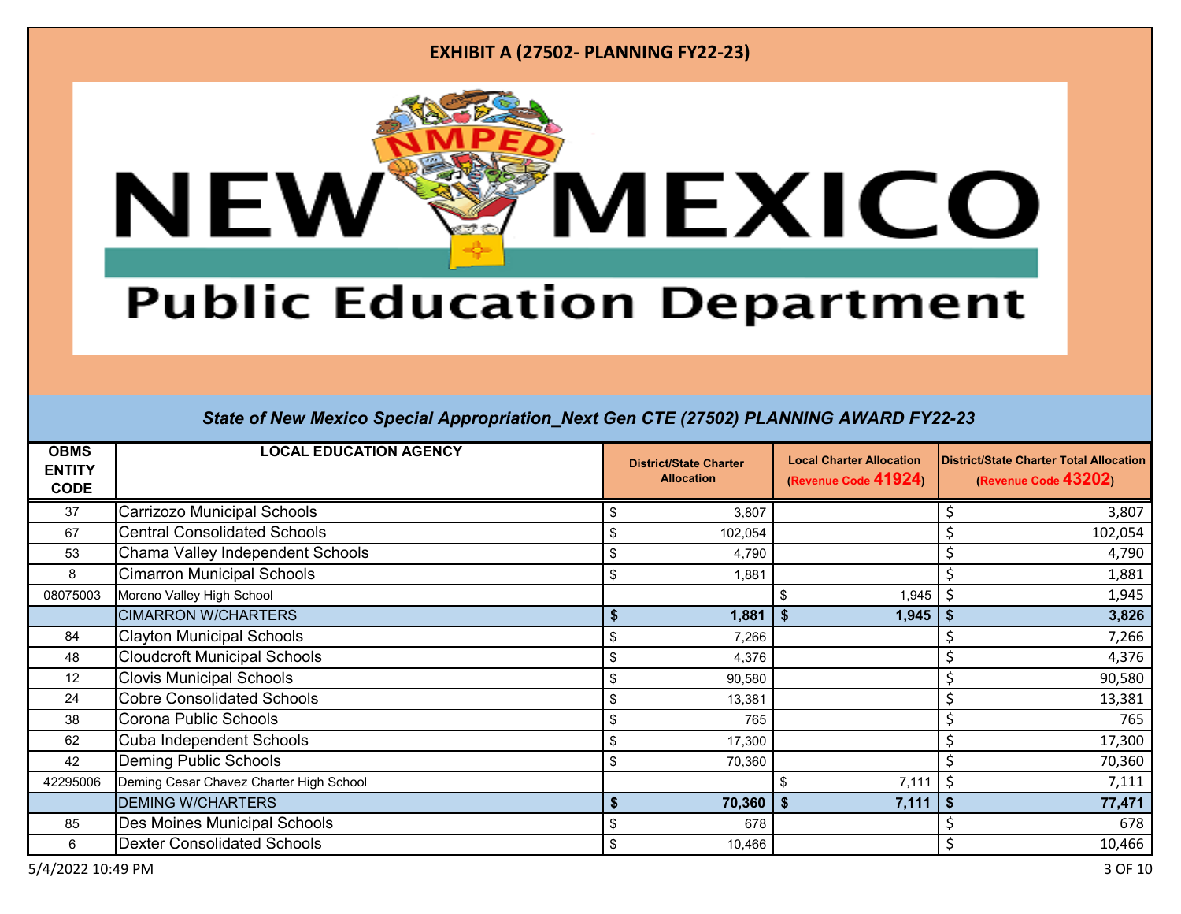# EXHIBIT A (27502- PLANNING FY22-23)

NEW MEXICO Public Education Department

*State of New Mexico Special Appropriation_Next Gen CTE (27502) PLANNING AWARD FY22-23*

| OBMS ENTITY CODE | LOCAL EDUCATION AGENCY | District/State Charter Allocation | Local Charter Allocation (Revenue Code 41924) | District/State Charter Total Allocation (Revenue Code 43202) |
|---|---|---|---|---|
| 37 | Carrizozo Municipal Schools | $ 3,807 | | $ 3,807 |
| 67 | Central Consolidated Schools | $ 102,054 | | $ 102,054 |
| 53 | Chama Valley Independent Schools | $ 4,790 | | $ 4,790 |
| 8 | Cimarron Municipal Schools | $ 1,881 | | $ 1,881 |
| 08075003 | Moreno Valley High School | | $ 1,945 | $ 1,945 |
| | CIMARRON W/CHARTERS | **$ 1,881** | **$ 1,945** | **$ 3,826** |
| 84 | Clayton Municipal Schools | $ 7,266 | | $ 7,266 |
| 48 | Cloudcroft Municipal Schools | $ 4,376 | | $ 4,376 |
| 12 | Clovis Municipal Schools | $ 90,580 | | $ 90,580 |
| 24 | Cobre Consolidated Schools | $ 13,381 | | $ 13,381 |
| 38 | Corona Public Schools | $ 765 | | $ 765 |
| 62 | Cuba Independent Schools | $ 17,300 | | $ 17,300 |
| 42 | Deming Public Schools | $ 70,360 | | $ 70,360 |
| 42295006 | Deming Cesar Chavez Charter High School | | $ 7,111 | $ 7,111 |
| | DEMING W/CHARTERS | **$ 70,360** | **$ 7,111** | **$ 77,471** |
| 85 | Des Moines Municipal Schools | $ 678 | | $ 678 |
| 6 | Dexter Consolidated Schools | $ 10,466 | | $ 10,466 |

5/4/2022 10:49 PM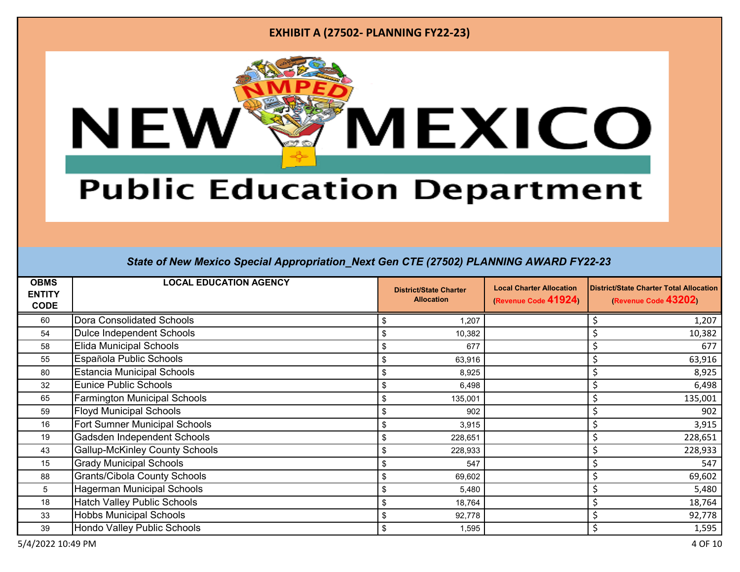# EXHIBIT A (27502- PLANNING FY22-23)

NEW MEXICO Public Education Department

*State of New Mexico Special Appropriation_Next Gen CTE (27502) PLANNING AWARD FY22-23*

| OBMS ENTITY CODE | LOCAL EDUCATION AGENCY | District/State Charter Allocation | Local Charter Allocation (Revenue Code 41924) | District/State Charter Total Allocation (Revenue Code 43202) |
|---|---|---|---|---|
| 60 | Dora Consolidated Schools | $ 1,207 | | $ 1,207 |
| 54 | Dulce Independent Schools | $ 10,382 | | $ 10,382 |
| 58 | Elida Municipal Schools | $ 677 | | $ 677 |
| 55 | Española Public Schools | $ 63,916 | | $ 63,916 |
| 80 | Estancia Municipal Schools | $ 8,925 | | $ 8,925 |
| 32 | Eunice Public Schools | $ 6,498 | | $ 6,498 |
| 65 | Farmington Municipal Schools | $ 135,001 | | $ 135,001 |
| 59 | Floyd Municipal Schools | $ 902 | | $ 902 |
| 16 | Fort Sumner Municipal Schools | $ 3,915 | | $ 3,915 |
| 19 | Gadsden Independent Schools | $ 228,651 | | $ 228,651 |
| 43 | Gallup-McKinley County Schools | $ 228,933 | | $ 228,933 |
| 15 | Grady Municipal Schools | $ 547 | | $ 547 |
| 88 | Grants/Cibola County Schools | $ 69,602 | | $ 69,602 |
| 5 | Hagerman Municipal Schools | $ 5,480 | | $ 5,480 |
| 18 | Hatch Valley Public Schools | $ 18,764 | | $ 18,764 |
| 33 | Hobbs Municipal Schools | $ 92,778 | | $ 92,778 |
| 39 | Hondo Valley Public Schools | $ 1,595 | | $ 1,595 |

5/4/2022 10:49 PM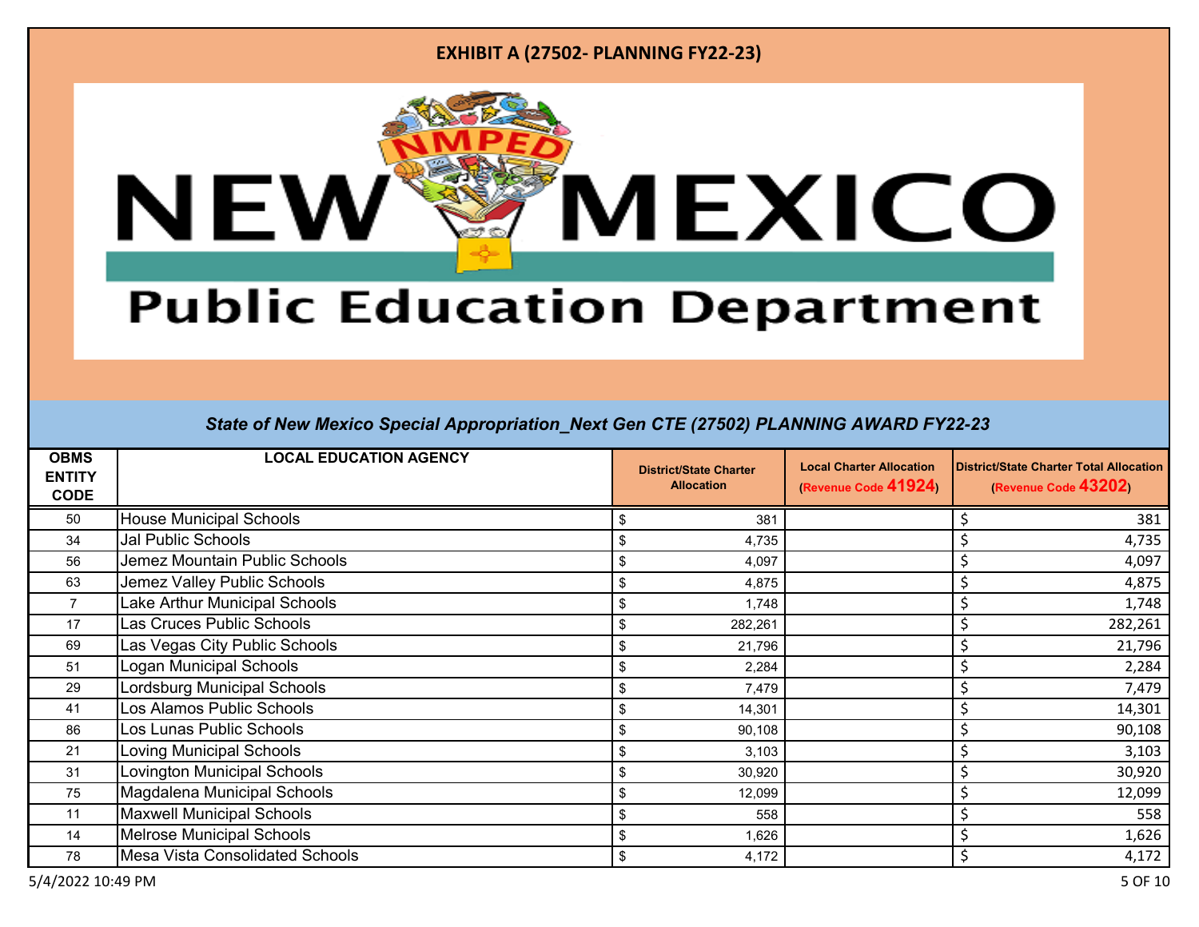# EXHIBIT A (27502- PLANNING FY22-23)

NEW MEXICO
Public Education Department

*State of New Mexico Special Appropriation_Next Gen CTE (27502) PLANNING AWARD FY22-23*

| OBMS ENTITY CODE | LOCAL EDUCATION AGENCY | District/State Charter Allocation | Local Charter Allocation (Revenue Code 41924) | District/State Charter Total Allocation (Revenue Code 43202) |
|---|---|---|---|---|
| 50 | House Municipal Schools | $ 381 | | $ 381 |
| 34 | Jal Public Schools | $ 4,735 | | $ 4,735 |
| 56 | Jemez Mountain Public Schools | $ 4,097 | | $ 4,097 |
| 63 | Jemez Valley Public Schools | $ 4,875 | | $ 4,875 |
| 7 | Lake Arthur Municipal Schools | $ 1,748 | | $ 1,748 |
| 17 | Las Cruces Public Schools | $ 282,261 | | $ 282,261 |
| 69 | Las Vegas City Public Schools | $ 21,796 | | $ 21,796 |
| 51 | Logan Municipal Schools | $ 2,284 | | $ 2,284 |
| 29 | Lordsburg Municipal Schools | $ 7,479 | | $ 7,479 |
| 41 | Los Alamos Public Schools | $ 14,301 | | $ 14,301 |
| 86 | Los Lunas Public Schools | $ 90,108 | | $ 90,108 |
| 21 | Loving Municipal Schools | $ 3,103 | | $ 3,103 |
| 31 | Lovington Municipal Schools | $ 30,920 | | $ 30,920 |
| 75 | Magdalena Municipal Schools | $ 12,099 | | $ 12,099 |
| 11 | Maxwell Municipal Schools | $ 558 | | $ 558 |
| 14 | Melrose Municipal Schools | $ 1,626 | | $ 1,626 |
| 78 | Mesa Vista Consolidated Schools | $ 4,172 | | $ 4,172 |

5/4/2022 10:49 PM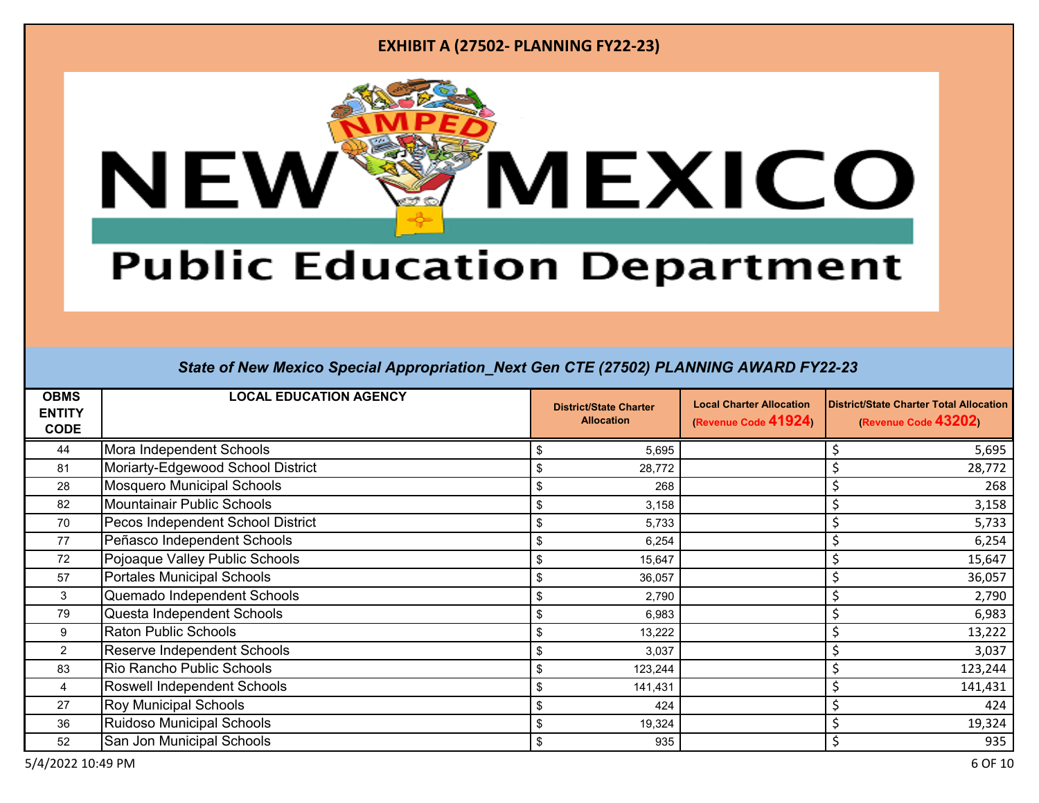**EXHIBIT A (27502- PLANNING FY22-23)**

NEW MEXICO Public Education Department

*State of New Mexico Special Appropriation_Next Gen CTE (27502) PLANNING AWARD FY22-23*

| OBMS ENTITY CODE | LOCAL EDUCATION AGENCY | District/State Charter Allocation | Local Charter Allocation (Revenue Code 41924) | District/State Charter Total Allocation (Revenue Code 43202) |
|---|---|---|---|---|
| 44 | Mora Independent Schools | $ 5,695 | | $ 5,695 |
| 81 | Moriarty-Edgewood School District | $ 28,772 | | $ 28,772 |
| 28 | Mosquero Municipal Schools | $ 268 | | $ 268 |
| 82 | Mountainair Public Schools | $ 3,158 | | $ 3,158 |
| 70 | Pecos Independent School District | $ 5,733 | | $ 5,733 |
| 77 | Peñasco Independent Schools | $ 6,254 | | $ 6,254 |
| 72 | Pojoaque Valley Public Schools | $ 15,647 | | $ 15,647 |
| 57 | Portales Municipal Schools | $ 36,057 | | $ 36,057 |
| 3 | Quemado Independent Schools | $ 2,790 | | $ 2,790 |
| 79 | Questa Independent Schools | $ 6,983 | | $ 6,983 |
| 9 | Raton Public Schools | $ 13,222 | | $ 13,222 |
| 2 | Reserve Independent Schools | $ 3,037 | | $ 3,037 |
| 83 | Rio Rancho Public Schools | $ 123,244 | | $ 123,244 |
| 4 | Roswell Independent Schools | $ 141,431 | | $ 141,431 |
| 27 | Roy Municipal Schools | $ 424 | | $ 424 |
| 36 | Ruidoso Municipal Schools | $ 19,324 | | $ 19,324 |
| 52 | San Jon Municipal Schools | $ 935 | | $ 935 |

5/4/2022 10:49 PM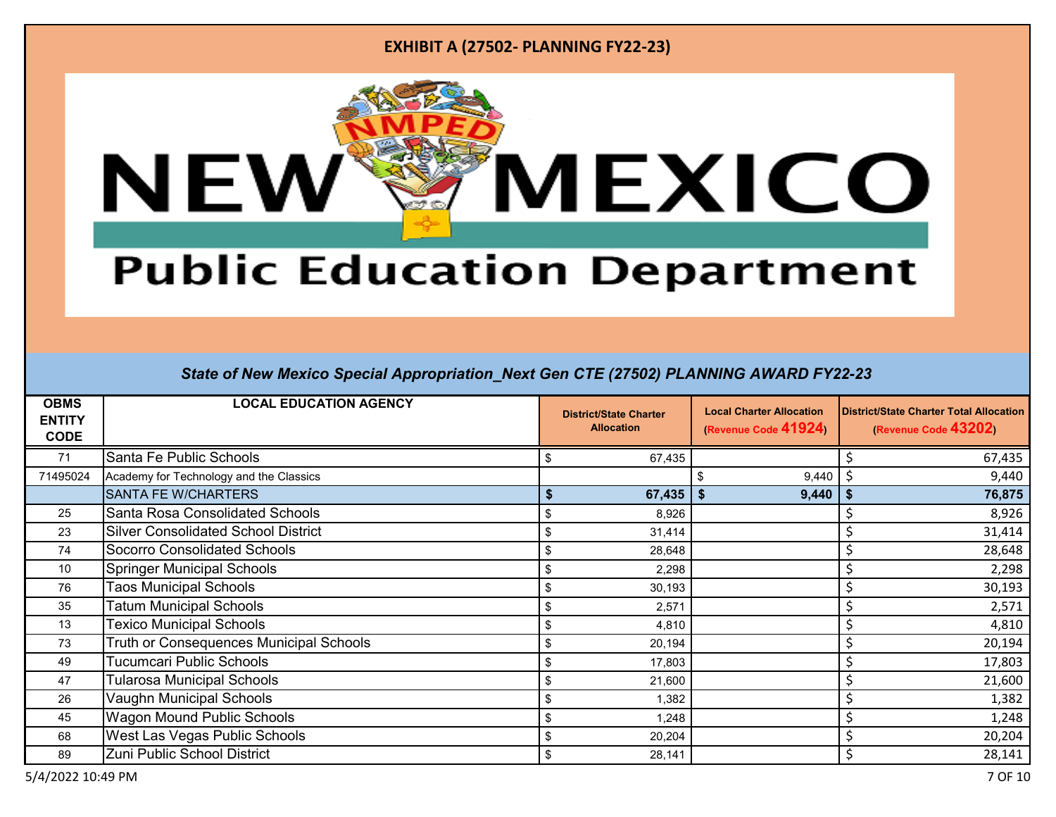**EXHIBIT A (27502- PLANNING FY22-23)**

NEW MEXICO Public Education Department

***State of New Mexico Special Appropriation_Next Gen CTE (27502) PLANNING AWARD FY22-23***

| OBMS ENTITY CODE | LOCAL EDUCATION AGENCY | District/State Charter Allocation | Local Charter Allocation (Revenue Code 41924) | District/State Charter Total Allocation (Revenue Code 43202) |
|---|---|---|---|---|
| 71 | Santa Fe Public Schools | $ 67,435 | | $ 67,435 |
| 71495024 | Academy for Technology and the Classics | | $ 9,440 | $ 9,440 |
| | SANTA FE W/CHARTERS | **$ 67,435** | **$ 9,440** | **$ 76,875** |
| 25 | Santa Rosa Consolidated Schools | $ 8,926 | | $ 8,926 |
| 23 | Silver Consolidated School District | $ 31,414 | | $ 31,414 |
| 74 | Socorro Consolidated Schools | $ 28,648 | | $ 28,648 |
| 10 | Springer Municipal Schools | $ 2,298 | | $ 2,298 |
| 76 | Taos Municipal Schools | $ 30,193 | | $ 30,193 |
| 35 | Tatum Municipal Schools | $ 2,571 | | $ 2,571 |
| 13 | Texico Municipal Schools | $ 4,810 | | $ 4,810 |
| 73 | Truth or Consequences Municipal Schools | $ 20,194 | | $ 20,194 |
| 49 | Tucumcari Public Schools | $ 17,803 | | $ 17,803 |
| 47 | Tularosa Municipal Schools | $ 21,600 | | $ 21,600 |
| 26 | Vaughn Municipal Schools | $ 1,382 | | $ 1,382 |
| 45 | Wagon Mound Public Schools | $ 1,248 | | $ 1,248 |
| 68 | West Las Vegas Public Schools | $ 20,204 | | $ 20,204 |
| 89 | Zuni Public School District | $ 28,141 | | $ 28,141 |

5/4/2022 10:49 PM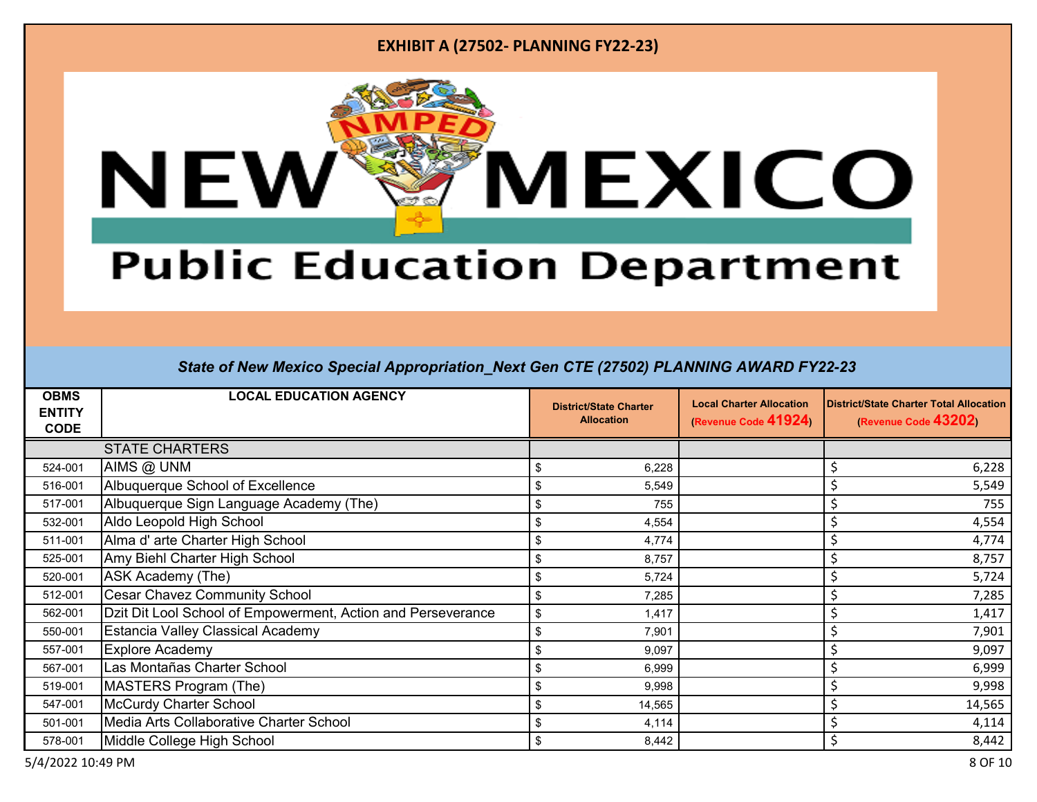**EXHIBIT A (27502- PLANNING FY22-23)**

# NEW MEXICO Public Education Department

***State of New Mexico Special Appropriation_Next Gen CTE (27502) PLANNING AWARD FY22-23***

| OBMS ENTITY CODE | LOCAL EDUCATION AGENCY | District/State Charter Allocation | Local Charter Allocation (Revenue Code 41924) | District/State Charter Total Allocation (Revenue Code 43202) |
|---|---|---|---|---|
| | STATE CHARTERS | | | |
| 524-001 | AIMS @ UNM | $ 6,228 | | $ 6,228 |
| 516-001 | Albuquerque School of Excellence | $ 5,549 | | $ 5,549 |
| 517-001 | Albuquerque Sign Language Academy (The) | $ 755 | | $ 755 |
| 532-001 | Aldo Leopold High School | $ 4,554 | | $ 4,554 |
| 511-001 | Alma d' arte Charter High School | $ 4,774 | | $ 4,774 |
| 525-001 | Amy Biehl Charter High School | $ 8,757 | | $ 8,757 |
| 520-001 | ASK Academy (The) | $ 5,724 | | $ 5,724 |
| 512-001 | Cesar Chavez Community School | $ 7,285 | | $ 7,285 |
| 562-001 | Dzit Dit Lool School of Empowerment, Action and Perseverance | $ 1,417 | | $ 1,417 |
| 550-001 | Estancia Valley Classical Academy | $ 7,901 | | $ 7,901 |
| 557-001 | Explore Academy | $ 9,097 | | $ 9,097 |
| 567-001 | Las Montañas Charter School | $ 6,999 | | $ 6,999 |
| 519-001 | MASTERS Program (The) | $ 9,998 | | $ 9,998 |
| 547-001 | McCurdy Charter School | $ 14,565 | | $ 14,565 |
| 501-001 | Media Arts Collaborative Charter School | $ 4,114 | | $ 4,114 |
| 578-001 | Middle College High School | $ 8,442 | | $ 8,442 |

5/4/2022 10:49 PM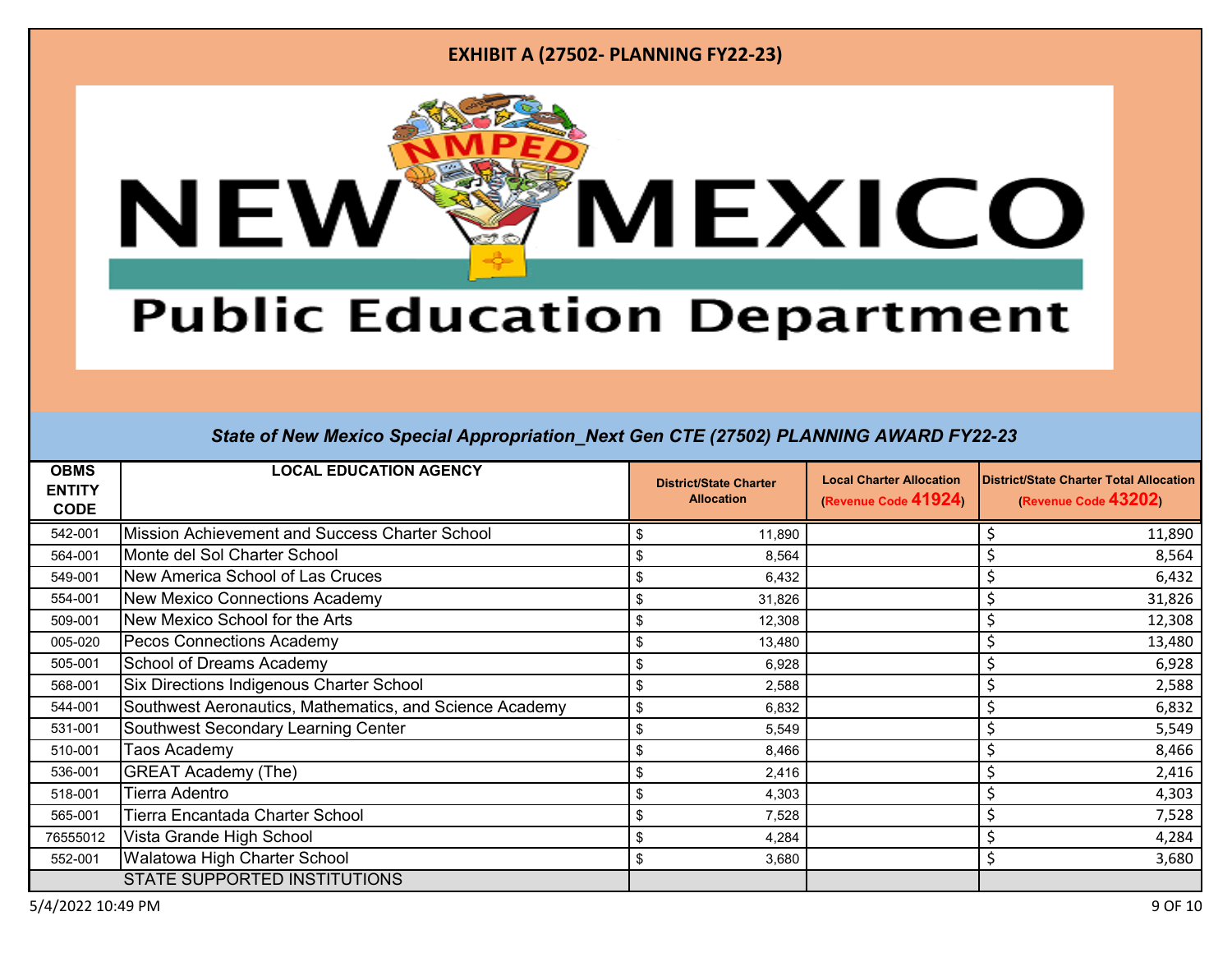**EXHIBIT A (27502- PLANNING FY22-23)**

**New Mexico Public Education Department**

***State of New Mexico Special Appropriation_Next Gen CTE (27502) PLANNING AWARD FY22-23***

| OBMS ENTITY CODE | LOCAL EDUCATION AGENCY | District/State Charter Allocation | Local Charter Allocation (Revenue Code 41924) | District/State Charter Total Allocation (Revenue Code 43202) |
|---|---|---|---|---|
| 542-001 | Mission Achievement and Success Charter School | $ 11,890 | | $ 11,890 |
| 564-001 | Monte del Sol Charter School | $ 8,564 | | $ 8,564 |
| 549-001 | New America School of Las Cruces | $ 6,432 | | $ 6,432 |
| 554-001 | New Mexico Connections Academy | $ 31,826 | | $ 31,826 |
| 509-001 | New Mexico School for the Arts | $ 12,308 | | $ 12,308 |
| 005-020 | Pecos Connections Academy | $ 13,480 | | $ 13,480 |
| 505-001 | School of Dreams Academy | $ 6,928 | | $ 6,928 |
| 568-001 | Six Directions Indigenous Charter School | $ 2,588 | | $ 2,588 |
| 544-001 | Southwest Aeronautics, Mathematics, and Science Academy | $ 6,832 | | $ 6,832 |
| 531-001 | Southwest Secondary Learning Center | $ 5,549 | | $ 5,549 |
| 510-001 | Taos Academy | $ 8,466 | | $ 8,466 |
| 536-001 | GREAT Academy (The) | $ 2,416 | | $ 2,416 |
| 518-001 | Tierra Adentro | $ 4,303 | | $ 4,303 |
| 565-001 | Tierra Encantada Charter School | $ 7,528 | | $ 7,528 |
| 76555012 | Vista Grande High School | $ 4,284 | | $ 4,284 |
| 552-001 | Walatowa High Charter School | $ 3,680 | | $ 3,680 |
| | STATE SUPPORTED INSTITUTIONS | | | |

5/4/2022 10:49 PM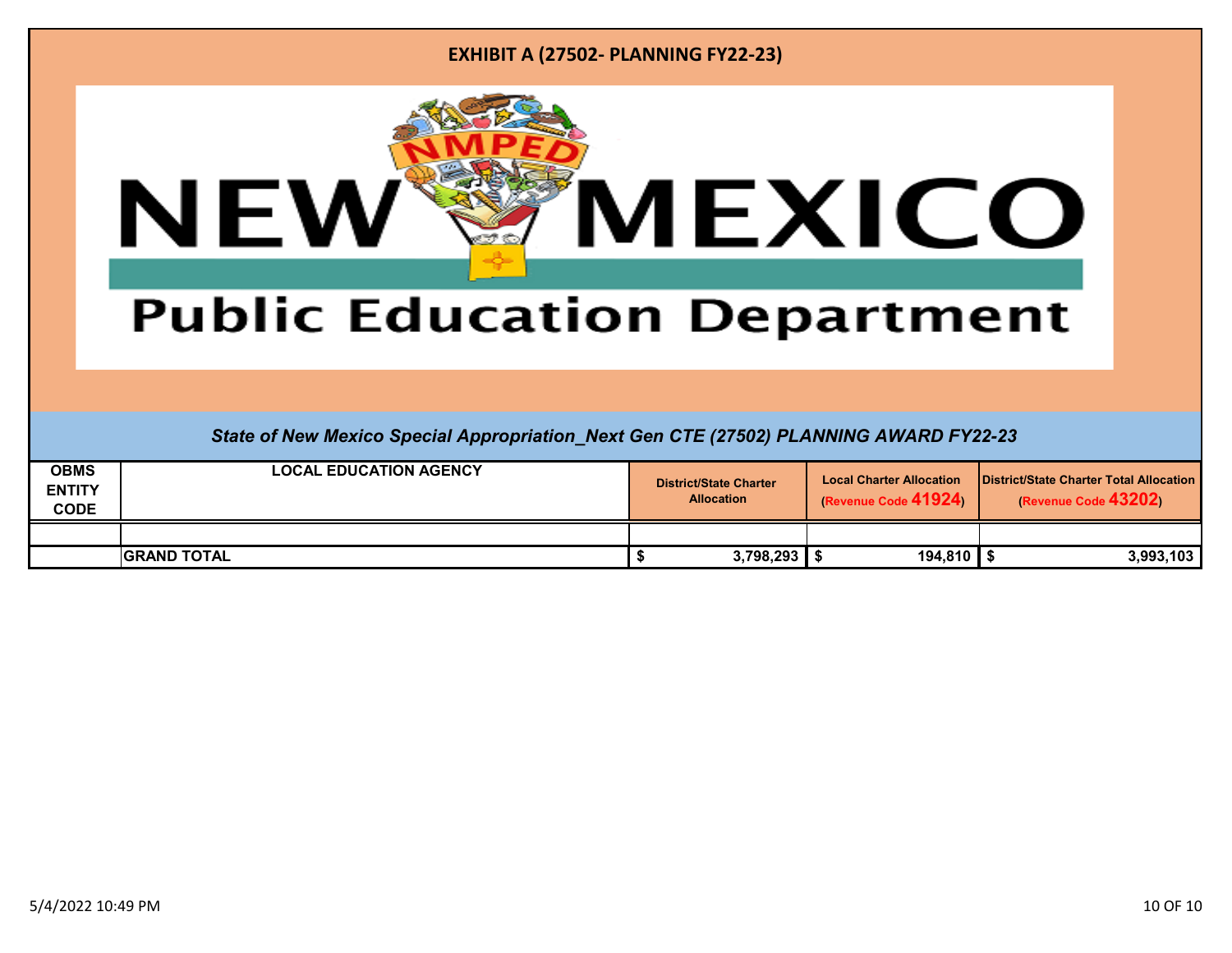**EXHIBIT A (27502- PLANNING FY22-23)**

NEW MEXICO Public Education Department

*State of New Mexico Special Appropriation_Next Gen CTE (27502) PLANNING AWARD FY22-23*

| OBMS ENTITY CODE | LOCAL EDUCATION AGENCY | District/State Charter Allocation | Local Charter Allocation (Revenue Code 41924) | District/State Charter Total Allocation (Revenue Code 43202) |
|---|---|---|---|---|
| | | | | |
| | **GRAND TOTAL** | **$ 3,798,293** | **$ 194,810** | **$ 3,993,103** |

5/4/2022 10:49 PM